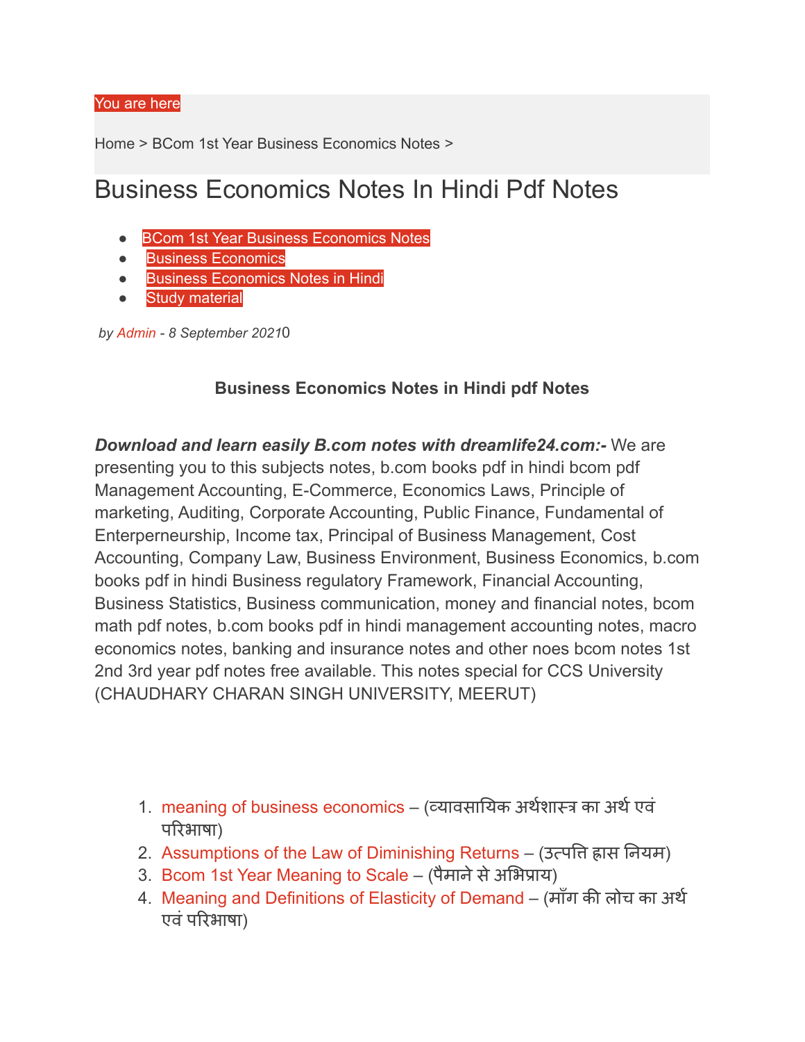You are here

Home > BCom 1st Year Business Economics Notes >

# Business Economics Notes In Hindi Pdf Notes

- BCom 1st Year Business Economics Notes
- Business Economics
- Business Economics Notes in Hindi
- Study material

*by Admin - 8 September 2021*0

**Business Economics Notes in Hindi pdf Notes**

***Download and learn easily B.com notes with dreamlife24.com:-*** We are presenting you to this subjects notes, b.com books pdf in hindi bcom pdf Management Accounting, E-Commerce, Economics Laws, Principle of marketing, Auditing, Corporate Accounting, Public Finance, Fundamental of Enterperneurship, Income tax, Principal of Business Management, Cost Accounting, Company Law, Business Environment, Business Economics, b.com books pdf in hindi Business regulatory Framework, Financial Accounting, Business Statistics, Business communication, money and financial notes, bcom math pdf notes, b.com books pdf in hindi management accounting notes, macro economics notes, banking and insurance notes and other noes bcom notes 1st 2nd 3rd year pdf notes free available. This notes special for CCS University (CHAUDHARY CHARAN SINGH UNIVERSITY, MEERUT)

1. meaning of business economics – (व्यावसायिक अर्थशास्त्र का अर्थ एवं परिभाषा)
2. Assumptions of the Law of Diminishing Returns – (उत्पत्ति ह्रास नियम)
3. Bcom 1st Year Meaning to Scale – (पैमाने से अभिप्राय)
4. Meaning and Definitions of Elasticity of Demand – (माँग की लोच का अर्थ एवं परिभाषा)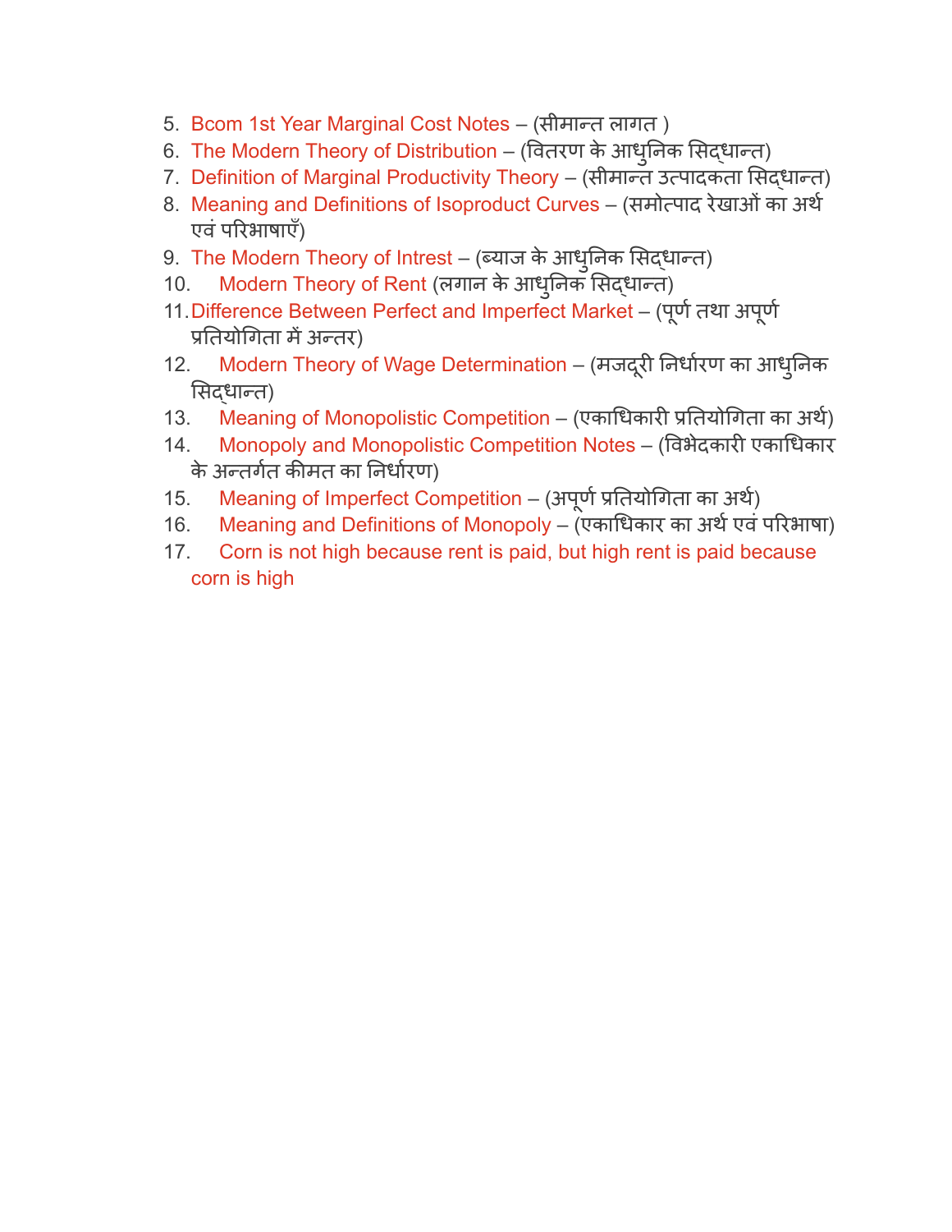5. Bcom 1st Year Marginal Cost Notes – (सीमान्त लागत )
6. The Modern Theory of Distribution – (वितरण के आधुनिक सिद्धान्त)
7. Definition of Marginal Productivity Theory – (सीमान्त उत्पादकता सिद्धान्त)
8. Meaning and Definitions of Isoproduct Curves – (समोत्पाद रेखाओं का अर्थ एवं परिभाषाएँ)
9. The Modern Theory of Intrest – (ब्याज के आधुनिक सिद्धान्त)
10. Modern Theory of Rent (लगान के आधुनिक सिद्धान्त)
11. Difference Between Perfect and Imperfect Market – (पूर्ण तथा अपूर्ण प्रतियोगिता में अन्तर)
12. Modern Theory of Wage Determination – (मजदूरी निर्धारण का आधुनिक सिद्धान्त)
13. Meaning of Monopolistic Competition – (एकाधिकारी प्रतियोगिता का अर्थ)
14. Monopoly and Monopolistic Competition Notes – (विभेदकारी एकाधिकार के अन्तर्गत कीमत का निर्धारण)
15. Meaning of Imperfect Competition – (अपूर्ण प्रतियोगिता का अर्थ)
16. Meaning and Definitions of Monopoly – (एकाधिकार का अर्थ एवं परिभाषा)
17. Corn is not high because rent is paid, but high rent is paid because corn is high